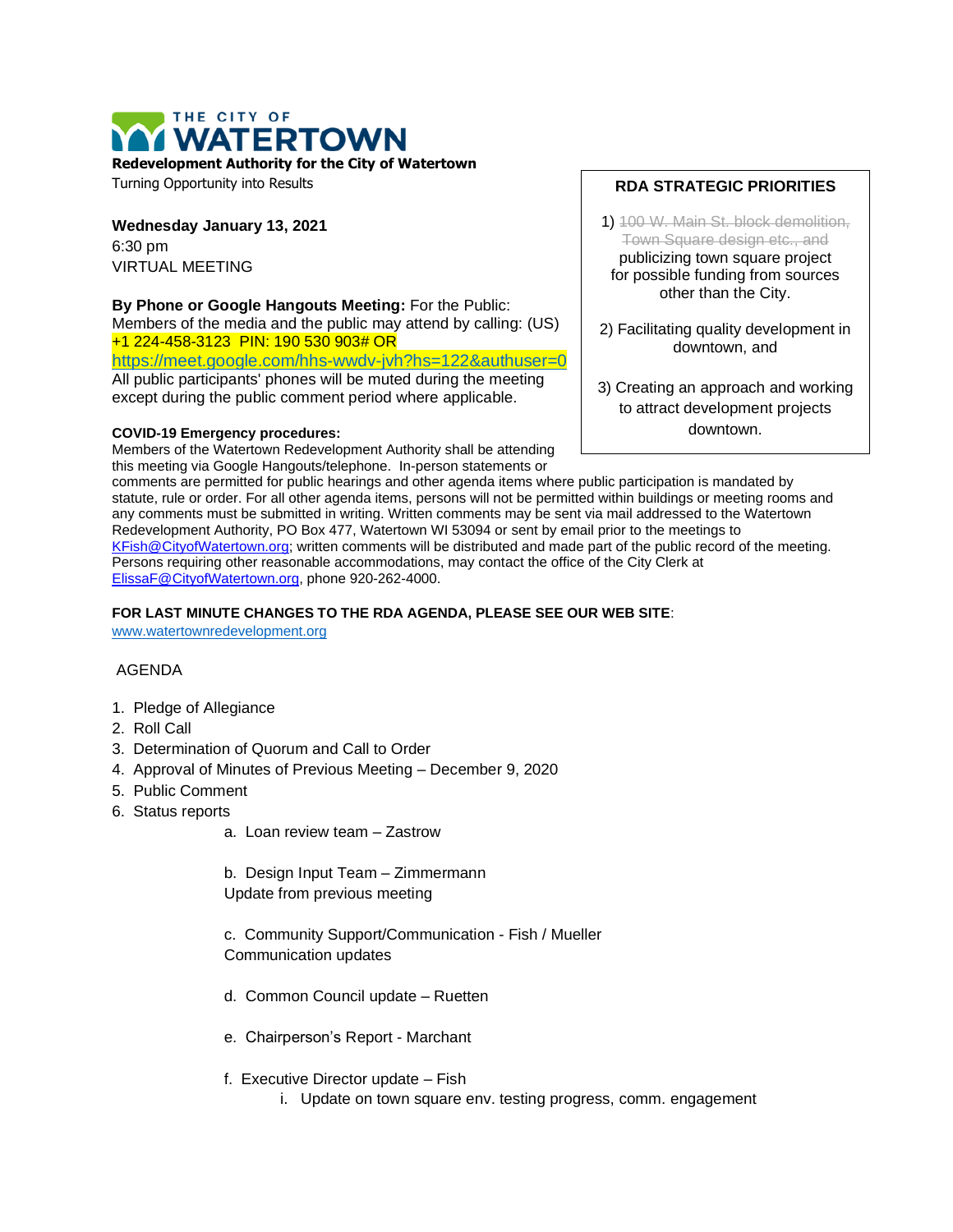# THE CITY OF WATERTOWN

**Redevelopment Authority for the City of Watertown**

Turning Opportunity into Results

**Wednesday January 13, 2021**

6:30 pm

VIRTUAL MEETING

**By Phone or Google Hangouts Meeting:** For the Public: Members of the media and the public may attend by calling: (US) +1 224-458-3123 PIN: 190 530 903# OR https://meet.google.com/hhs-wwdv-jvh?hs=122&authuser=0

All public participants' phones will be muted during the meeting except during the public comment period where applicable.

**RDA STRATEGIC PRIORITIES**

1) ~~100 W. Main St. block demolition, Town Square design etc., and~~ publicizing town square project for possible funding from sources other than the City.

2) Facilitating quality development in downtown, and

3) Creating an approach and working to attract development projects downtown.

**COVID-19 Emergency procedures:**

Members of the Watertown Redevelopment Authority shall be attending this meeting via Google Hangouts/telephone. In-person statements or comments are permitted for public hearings and other agenda items where public participation is mandated by statute, rule or order. For all other agenda items, persons will not be permitted within buildings or meeting rooms and any comments must be submitted in writing. Written comments may be sent via mail addressed to the Watertown Redevelopment Authority, PO Box 477, Watertown WI 53094 or sent by email prior to the meetings to KFish@CityofWatertown.org; written comments will be distributed and made part of the public record of the meeting. Persons requiring other reasonable accommodations, may contact the office of the City Clerk at ElissaF@CityofWatertown.org, phone 920-262-4000.

**FOR LAST MINUTE CHANGES TO THE RDA AGENDA, PLEASE SEE OUR WEB SITE**: www.watertownredevelopment.org

AGENDA

1. Pledge of Allegiance
2. Roll Call
3. Determination of Quorum and Call to Order
4. Approval of Minutes of Previous Meeting – December 9, 2020
5. Public Comment
6. Status reports
   a. Loan review team – Zastrow

   b. Design Input Team – Zimmermann
   Update from previous meeting

   c. Community Support/Communication - Fish / Mueller
   Communication updates

   d. Common Council update – Ruetten

   e. Chairperson's Report - Marchant

   f. Executive Director update – Fish
      i. Update on town square env. testing progress, comm. engagement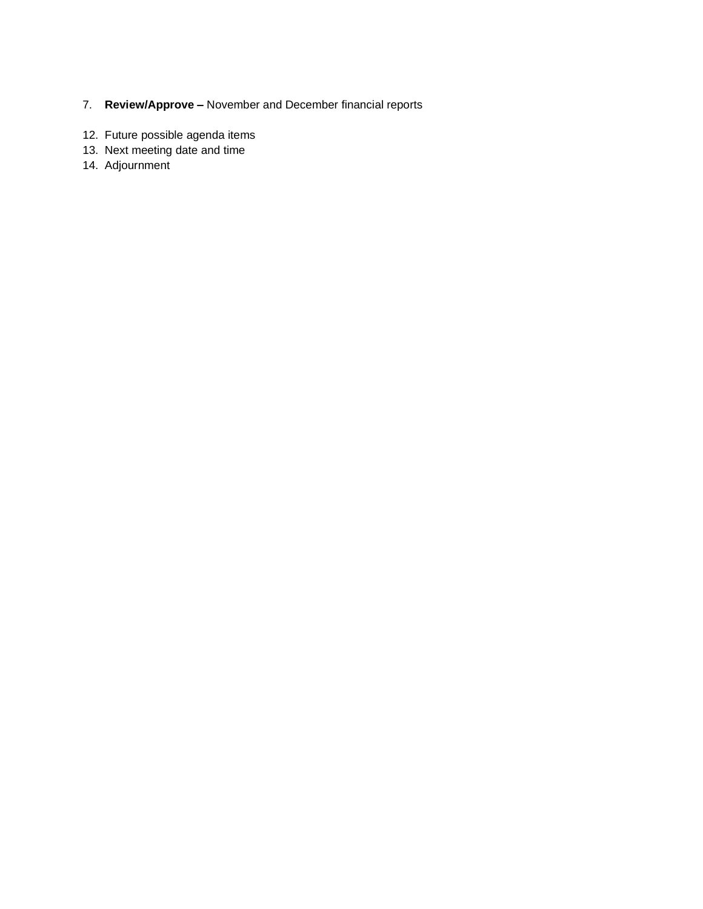7. **Review/Approve –** November and December financial reports

12. Future possible agenda items
13. Next meeting date and time
14. Adjournment